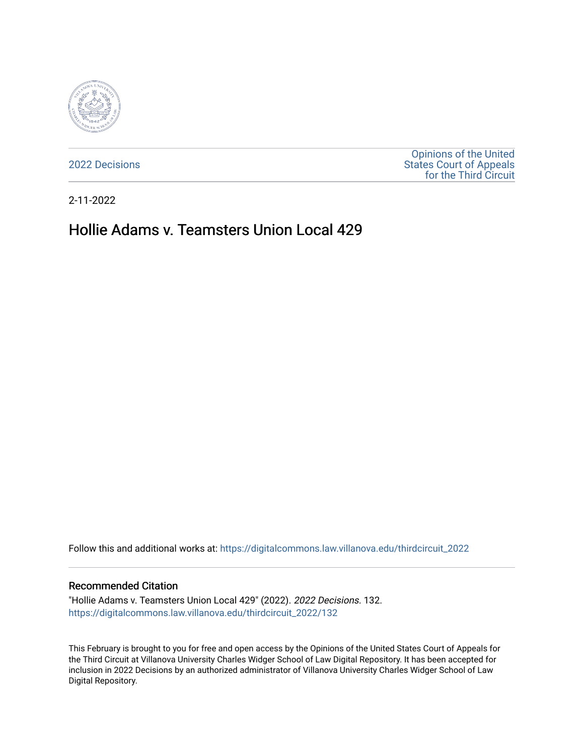2022 Decisions

Opinions of the United States Court of Appeals for the Third Circuit

2-11-2022

# Hollie Adams v. Teamsters Union Local 429

Follow this and additional works at: https://digitalcommons.law.villanova.edu/thirdcircuit_2022

## Recommended Citation

"Hollie Adams v. Teamsters Union Local 429" (2022). *2022 Decisions*. 132.
https://digitalcommons.law.villanova.edu/thirdcircuit_2022/132

This February is brought to you for free and open access by the Opinions of the United States Court of Appeals for the Third Circuit at Villanova University Charles Widger School of Law Digital Repository. It has been accepted for inclusion in 2022 Decisions by an authorized administrator of Villanova University Charles Widger School of Law Digital Repository.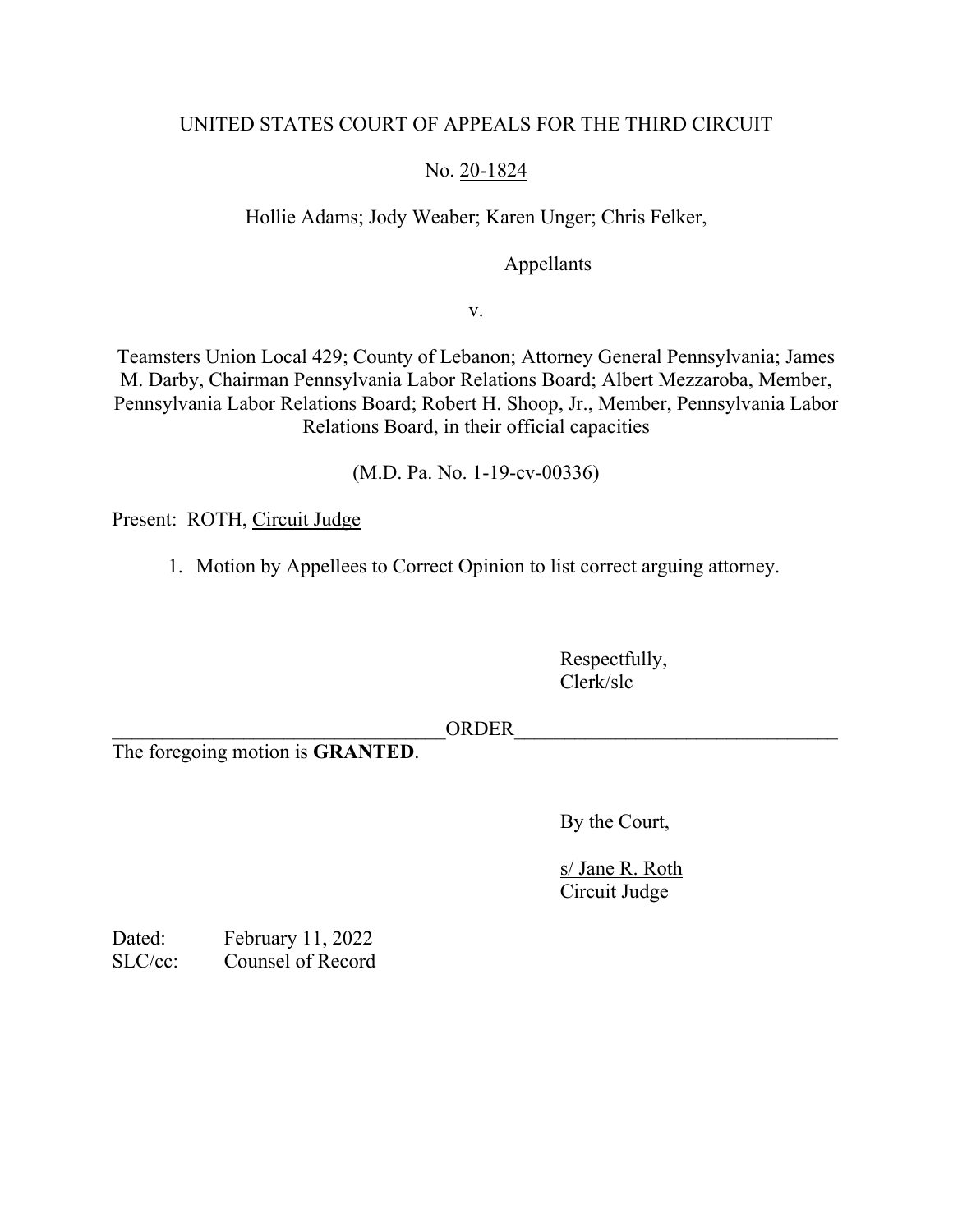UNITED STATES COURT OF APPEALS FOR THE THIRD CIRCUIT

No. 20-1824

Hollie Adams; Jody Weaber; Karen Unger; Chris Felker,

Appellants

v.

Teamsters Union Local 429; County of Lebanon; Attorney General Pennsylvania; James M. Darby, Chairman Pennsylvania Labor Relations Board; Albert Mezzaroba, Member, Pennsylvania Labor Relations Board; Robert H. Shoop, Jr., Member, Pennsylvania Labor Relations Board, in their official capacities

(M.D. Pa. No. 1-19-cv-00336)

Present: ROTH, Circuit Judge

1. Motion by Appellees to Correct Opinion to list correct arguing attorney.

Respectfully,
Clerk/slc

ORDER

The foregoing motion is **GRANTED**.

By the Court,

s/ Jane R. Roth
Circuit Judge

Dated: February 11, 2022
SLC/cc: Counsel of Record